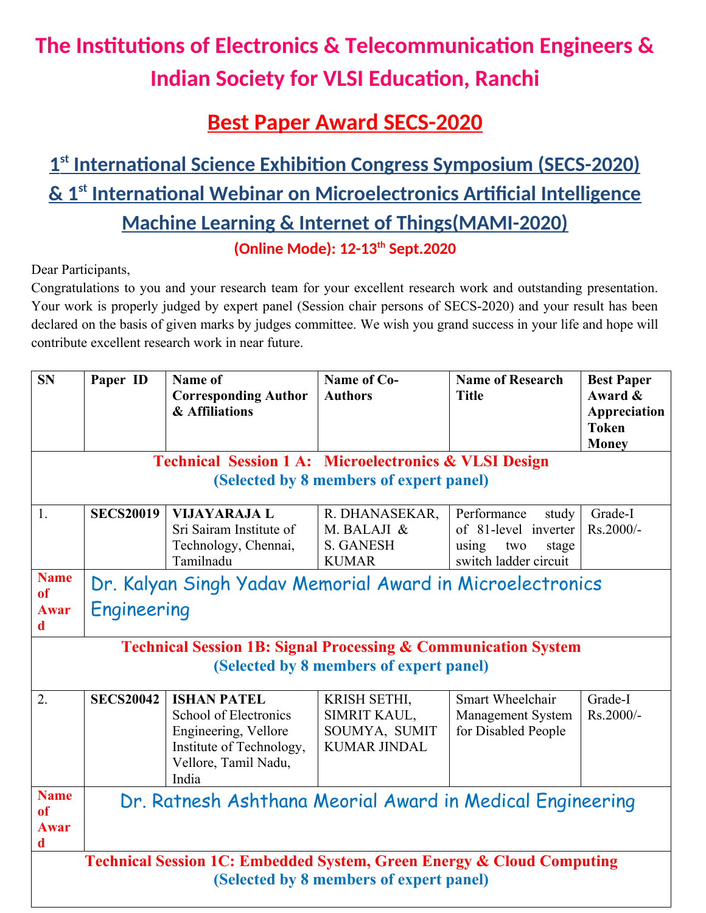# The Institutions of Electronics & Telecommunication Engineers & Indian Society for VLSI Education, Ranchi

## Best Paper Award SECS-2020

## 1st International Science Exhibition Congress Symposium (SECS-2020) & 1st International Webinar on Microelectronics Artificial Intelligence Machine Learning & Internet of Things(MAMI-2020)

**(Online Mode): 12-13th Sept.2020**

Dear Participants,

Congratulations to you and your research team for your excellent research work and outstanding presentation. Your work is properly judged by expert panel (Session chair persons of SECS-2020) and your result has been declared on the basis of given marks by judges committee. We wish you grand success in your life and hope will contribute excellent research work in near future.

| SN | Paper ID | Name of Corresponding Author & Affiliations | Name of Co-Authors | Name of Research Title | Best Paper Award & Appreciation Token Money |
|---|---|---|---|---|---|
| **Technical Session 1 A: Microelectronics & VLSI Design (Selected by 8 members of expert panel)** | | | | | |
| 1. | **SECS20019** | **VIJAYARAJA L** Sri Sairam Institute of Technology, Chennai, Tamilnadu | R. DHANASEKAR, M. BALAJI & S. GANESH KUMAR | Performance study of 81-level inverter using two stage switch ladder circuit | Grade-I Rs.2000/- |
| **Name of Award** | Dr. Kalyan Singh Yadav Memorial Award in Microelectronics Engineering | | | | |
| **Technical Session 1B: Signal Processing & Communication System (Selected by 8 members of expert panel)** | | | | | |
| 2. | **SECS20042** | **ISHAN PATEL** School of Electronics Engineering, Vellore Institute of Technology, Vellore, Tamil Nadu, India | KRISH SETHI, SIMRIT KAUL, SOUMYA, SUMIT KUMAR JINDAL | Smart Wheelchair Management System for Disabled People | Grade-I Rs.2000/- |
| **Name of Award** | Dr. Ratnesh Ashthana Meorial Award in Medical Engineering | | | | |
| **Technical Session 1C: Embedded System, Green Energy & Cloud Computing (Selected by 8 members of expert panel)** | | | | | |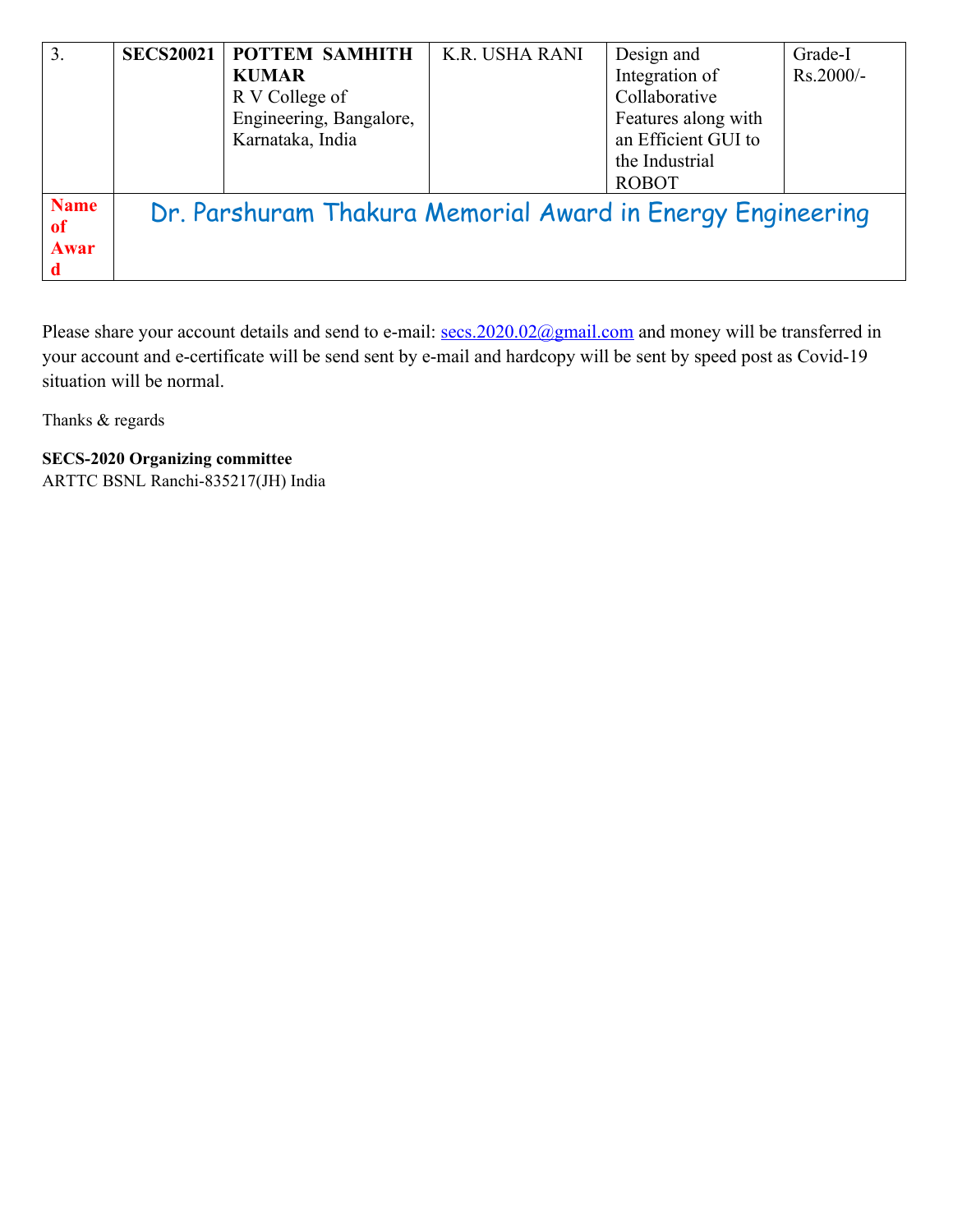| | | | | | |
|---|---|---|---|---|---|
| 3. | **SECS20021** | **POTTEM SAMHITH KUMAR** R V College of Engineering, Bangalore, Karnataka, India | K.R. USHA RANI | Design and Integration of Collaborative Features along with an Efficient GUI to the Industrial ROBOT | Grade-I Rs.2000/- |
| **Name of Award** | Dr. Parshuram Thakura Memorial Award in Energy Engineering | | | | |

Please share your account details and send to e-mail: secs.2020.02@gmail.com and money will be transferred in your account and e-certificate will be send sent by e-mail and hardcopy will be sent by speed post as Covid-19 situation will be normal.

Thanks & regards

**SECS-2020 Organizing committee**
ARTTC BSNL Ranchi-835217(JH) India